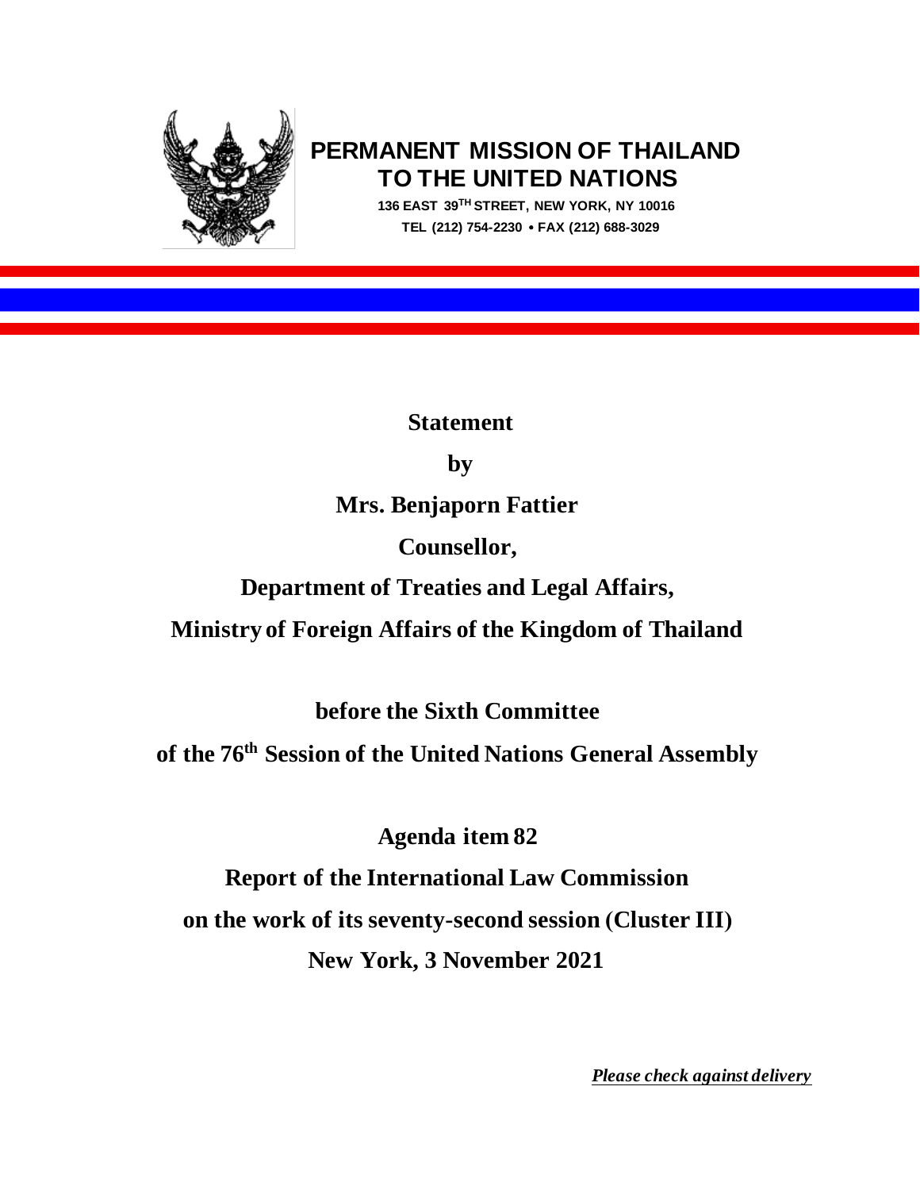**PERMANENT MISSION OF THAILAND**
**TO THE UNITED NATIONS**

136 EAST 39TH STREET, NEW YORK, NY 10016
TEL (212) 754-2230 • FAX (212) 688-3029

**Statement**

**by**

**Mrs. Benjaporn Fattier**

**Counsellor,**

**Department of Treaties and Legal Affairs,**

**Ministry of Foreign Affairs of the Kingdom of Thailand**

**before the Sixth Committee**

**of the 76th Session of the United Nations General Assembly**

**Agenda item 82**

**Report of the International Law Commission**

**on the work of its seventy-second session (Cluster III)**

**New York, 3 November 2021**

***Please check against delivery***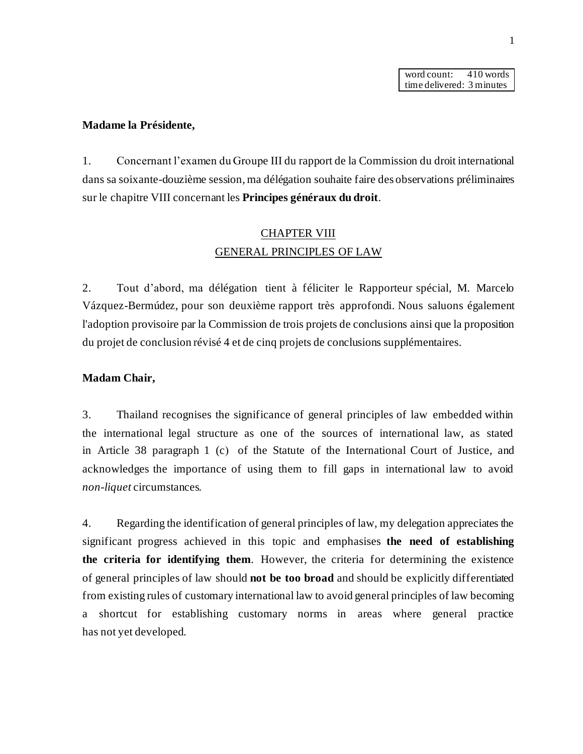| word count: | 410 words |
| --- | --- |
| time delivered: | 3 minutes |

**Madame la Présidente,**

1. Concernant l'examen du Groupe III du rapport de la Commission du droit international dans sa soixante-douzième session, ma délégation souhaite faire des observations préliminaires sur le chapitre VIII concernant les **Principes généraux du droit**.

## CHAPTER VIII
## GENERAL PRINCIPLES OF LAW

2. Tout d'abord, ma délégation tient à féliciter le Rapporteur spécial, M. Marcelo Vázquez-Bermúdez, pour son deuxième rapport très approfondi. Nous saluons également l'adoption provisoire par la Commission de trois projets de conclusions ainsi que la proposition du projet de conclusion révisé 4 et de cinq projets de conclusions supplémentaires.

**Madam Chair,**

3. Thailand recognises the significance of general principles of law embedded within the international legal structure as one of the sources of international law, as stated in Article 38 paragraph 1 (c) of the Statute of the International Court of Justice, and acknowledges the importance of using them to fill gaps in international law to avoid *non-liquet* circumstances.

4. Regarding the identification of general principles of law, my delegation appreciates the significant progress achieved in this topic and emphasises **the need of establishing the criteria for identifying them**. However, the criteria for determining the existence of general principles of law should **not be too broad** and should be explicitly differentiated from existing rules of customary international law to avoid general principles of law becoming a shortcut for establishing customary norms in areas where general practice has not yet developed.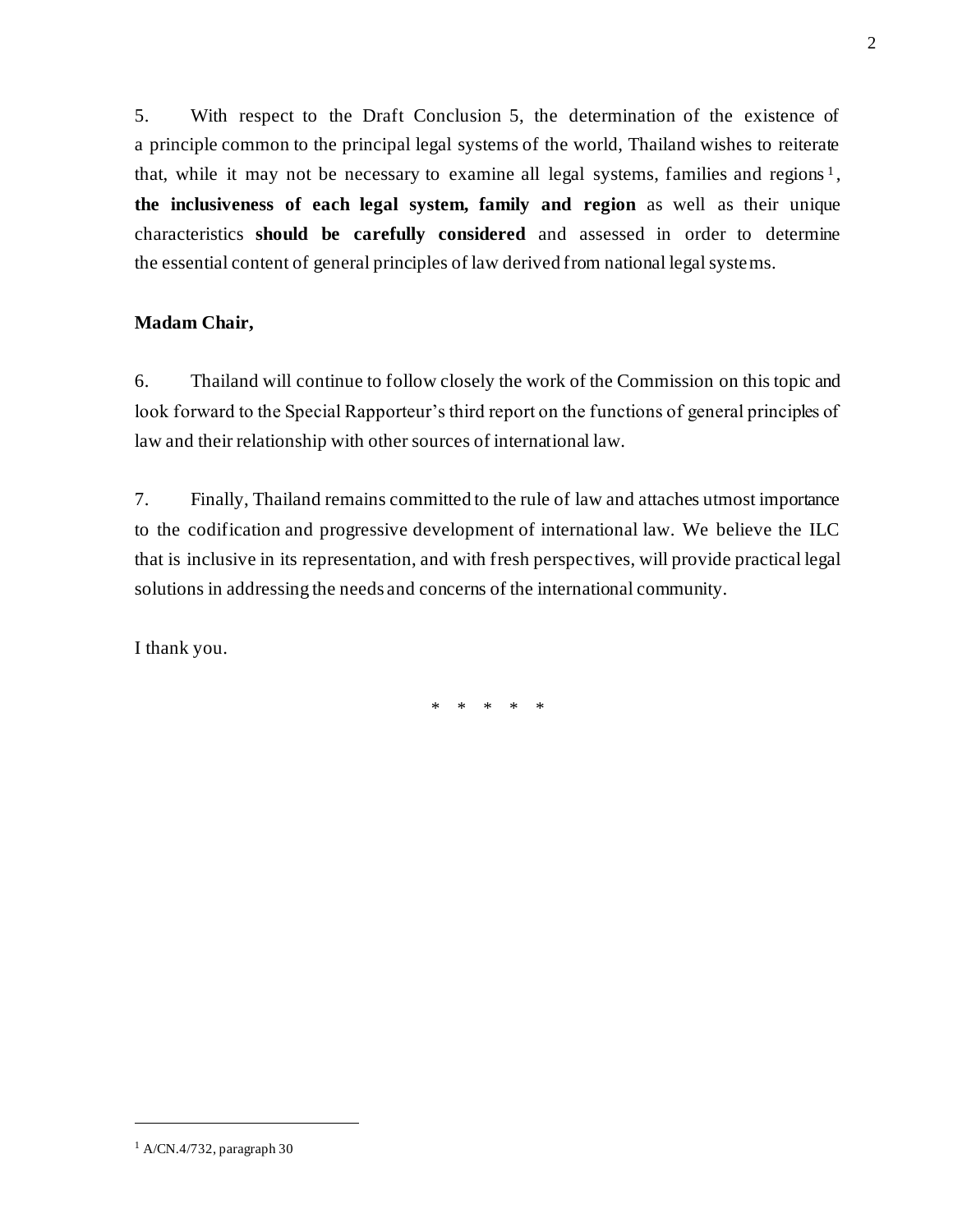5. With respect to the Draft Conclusion 5, the determination of the existence of a principle common to the principal legal systems of the world, Thailand wishes to reiterate that, while it may not be necessary to examine all legal systems, families and regions [1], **the inclusiveness of each legal system, family and region** as well as their unique characteristics **should be carefully considered** and assessed in order to determine the essential content of general principles of law derived from national legal systems.

**Madam Chair,**

6. Thailand will continue to follow closely the work of the Commission on this topic and look forward to the Special Rapporteur's third report on the functions of general principles of law and their relationship with other sources of international law.

7. Finally, Thailand remains committed to the rule of law and attaches utmost importance to the codification and progressive development of international law. We believe the ILC that is inclusive in its representation, and with fresh perspectives, will provide practical legal solutions in addressing the needs and concerns of the international community.

I thank you.

\* \* \* \* \*

---

[1] A/CN.4/732, paragraph 30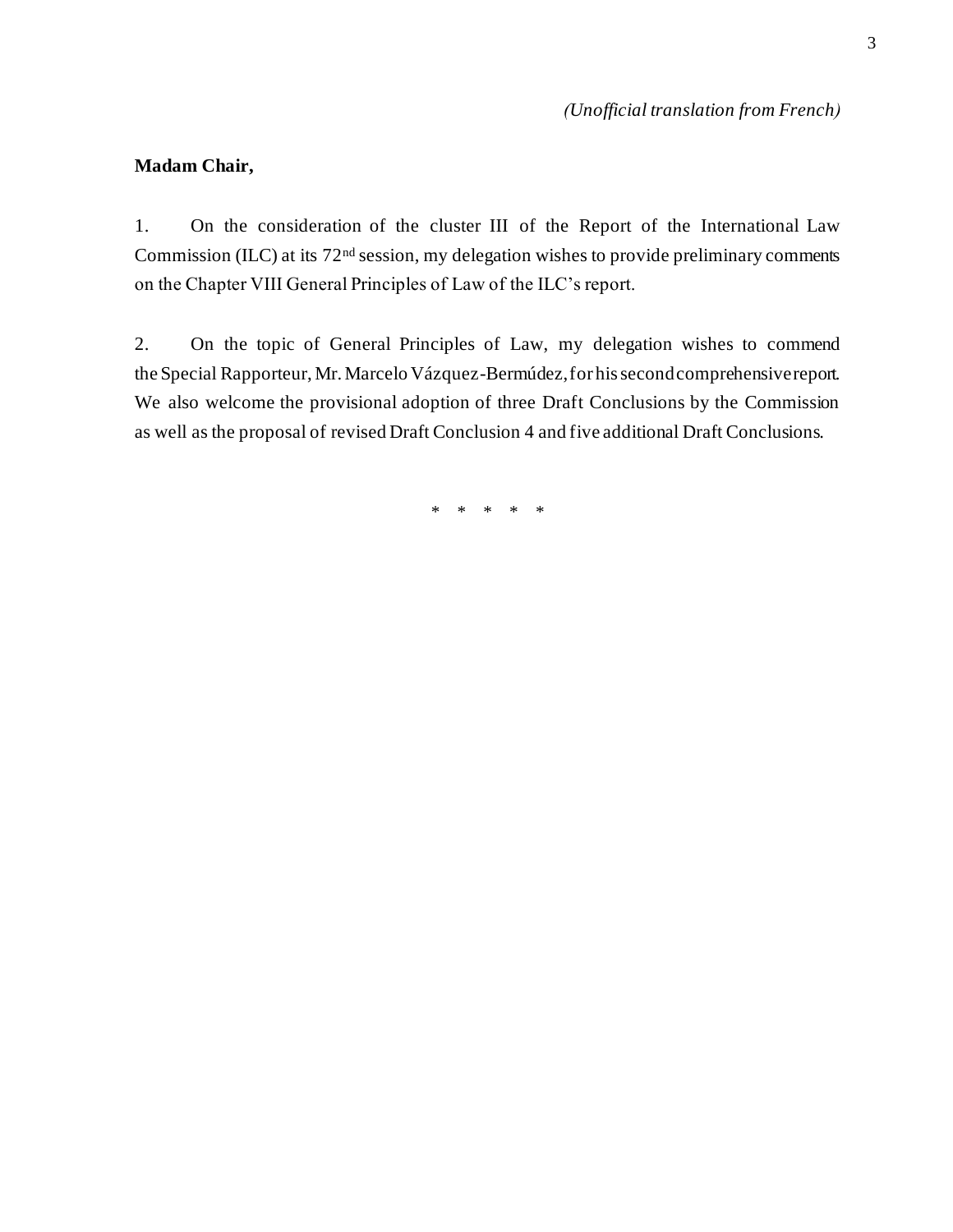*(Unofficial translation from French)*

**Madam Chair,**

1. On the consideration of the cluster III of the Report of the International Law Commission (ILC) at its 72nd session, my delegation wishes to provide preliminary comments on the Chapter VIII General Principles of Law of the ILC's report.

2. On the topic of General Principles of Law, my delegation wishes to commend the Special Rapporteur, Mr. Marcelo Vázquez-Bermúdez, for his second comprehensive report. We also welcome the provisional adoption of three Draft Conclusions by the Commission as well as the proposal of revised Draft Conclusion 4 and five additional Draft Conclusions.

\* \* \* \* \*